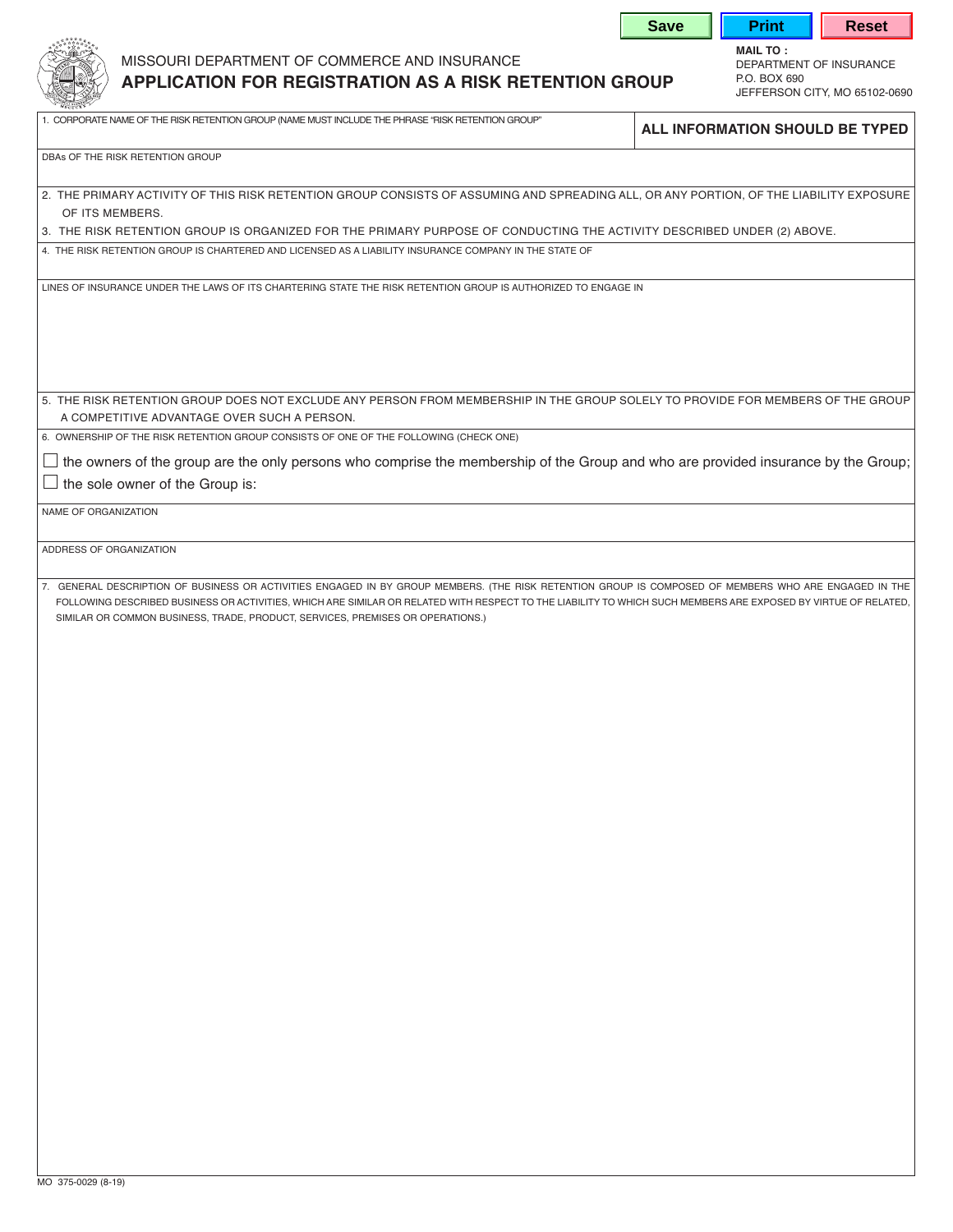MISSOURI DEPARTMENT OF COMMERCE AND INSURANCE

# APPLICATION FOR REGISTRATION AS A RISK RETENTION GROUP

**MAIL TO :**
DEPARTMENT OF INSURANCE
P.O. BOX 690
JEFFERSON CITY, MO 65102-0690

1. CORPORATE NAME OF THE RISK RETENTION GROUP (NAME MUST INCLUDE THE PHRASE "RISK RETENTION GROUP"

**ALL INFORMATION SHOULD BE TYPED**

DBAs OF THE RISK RETENTION GROUP

2. THE PRIMARY ACTIVITY OF THIS RISK RETENTION GROUP CONSISTS OF ASSUMING AND SPREADING ALL, OR ANY PORTION, OF THE LIABILITY EXPOSURE OF ITS MEMBERS.
3. THE RISK RETENTION GROUP IS ORGANIZED FOR THE PRIMARY PURPOSE OF CONDUCTING THE ACTIVITY DESCRIBED UNDER (2) ABOVE.
4. THE RISK RETENTION GROUP IS CHARTERED AND LICENSED AS A LIABILITY INSURANCE COMPANY IN THE STATE OF

LINES OF INSURANCE UNDER THE LAWS OF ITS CHARTERING STATE THE RISK RETENTION GROUP IS AUTHORIZED TO ENGAGE IN

5. THE RISK RETENTION GROUP DOES NOT EXCLUDE ANY PERSON FROM MEMBERSHIP IN THE GROUP SOLELY TO PROVIDE FOR MEMBERS OF THE GROUP A COMPETITIVE ADVANTAGE OVER SUCH A PERSON.
6. OWNERSHIP OF THE RISK RETENTION GROUP CONSISTS OF ONE OF THE FOLLOWING (CHECK ONE)

☐ the owners of the group are the only persons who comprise the membership of the Group and who are provided insurance by the Group;

☐ the sole owner of the Group is:

NAME OF ORGANIZATION

ADDRESS OF ORGANIZATION

7. GENERAL DESCRIPTION OF BUSINESS OR ACTIVITIES ENGAGED IN BY GROUP MEMBERS. (THE RISK RETENTION GROUP IS COMPOSED OF MEMBERS WHO ARE ENGAGED IN THE FOLLOWING DESCRIBED BUSINESS OR ACTIVITIES, WHICH ARE SIMILAR OR RELATED WITH RESPECT TO THE LIABILITY TO WHICH SUCH MEMBERS ARE EXPOSED BY VIRTUE OF RELATED, SIMILAR OR COMMON BUSINESS, TRADE, PRODUCT, SERVICES, PREMISES OR OPERATIONS.)

MO 375-0029 (8-19)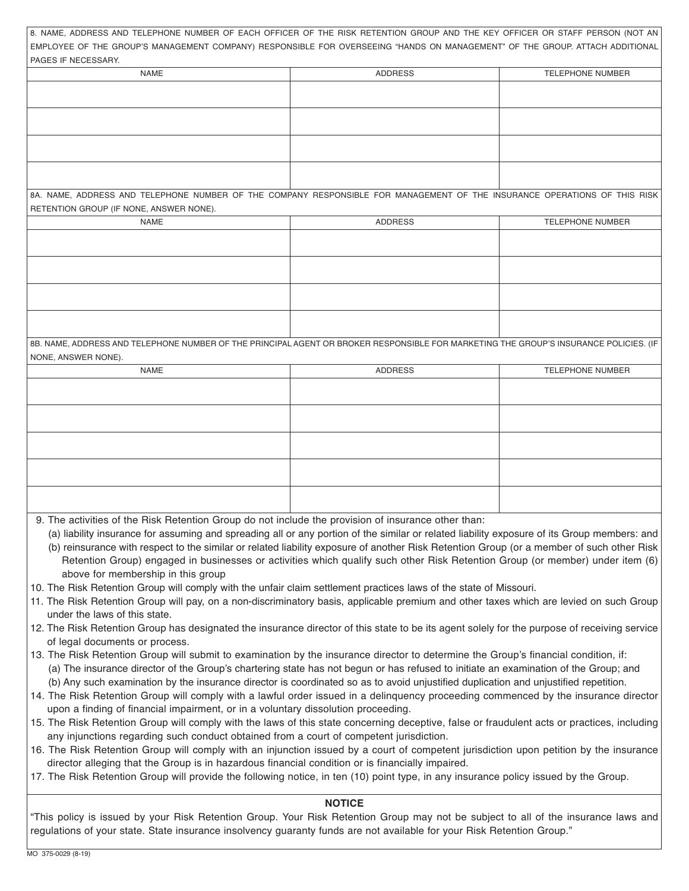8. NAME, ADDRESS AND TELEPHONE NUMBER OF EACH OFFICER OF THE RISK RETENTION GROUP AND THE KEY OFFICER OR STAFF PERSON (NOT AN EMPLOYEE OF THE GROUP'S MANAGEMENT COMPANY) RESPONSIBLE FOR OVERSEEING "HANDS ON MANAGEMENT" OF THE GROUP. ATTACH ADDITIONAL PAGES IF NECESSARY.

| NAME | ADDRESS | TELEPHONE NUMBER |
| --- | --- | --- |
| | | |
| | | |
| | | |
| | | |

8A. NAME, ADDRESS AND TELEPHONE NUMBER OF THE COMPANY RESPONSIBLE FOR MANAGEMENT OF THE INSURANCE OPERATIONS OF THIS RISK RETENTION GROUP (IF NONE, ANSWER NONE).

| NAME | ADDRESS | TELEPHONE NUMBER |
| --- | --- | --- |
| | | |
| | | |
| | | |
| | | |

8B. NAME, ADDRESS AND TELEPHONE NUMBER OF THE PRINCIPAL AGENT OR BROKER RESPONSIBLE FOR MARKETING THE GROUP'S INSURANCE POLICIES. (IF NONE, ANSWER NONE).

| NAME | ADDRESS | TELEPHONE NUMBER |
| --- | --- | --- |
| | | |
| | | |
| | | |
| | | |
| | | |

9. The activities of the Risk Retention Group do not include the provision of insurance other than:
   (a) liability insurance for assuming and spreading all or any portion of the similar or related liability exposure of its Group members: and
   (b) reinsurance with respect to the similar or related liability exposure of another Risk Retention Group (or a member of such other Risk Retention Group) engaged in businesses or activities which qualify such other Risk Retention Group (or member) under item (6) above for membership in this group
10. The Risk Retention Group will comply with the unfair claim settlement practices laws of the state of Missouri.
11. The Risk Retention Group will pay, on a non-discriminatory basis, applicable premium and other taxes which are levied on such Group under the laws of this state.
12. The Risk Retention Group has designated the insurance director of this state to be its agent solely for the purpose of receiving service of legal documents or process.
13. The Risk Retention Group will submit to examination by the insurance director to determine the Group's financial condition, if:
   (a) The insurance director of the Group's chartering state has not begun or has refused to initiate an examination of the Group; and
   (b) Any such examination by the insurance director is coordinated so as to avoid unjustified duplication and unjustified repetition.
14. The Risk Retention Group will comply with a lawful order issued in a delinquency proceeding commenced by the insurance director upon a finding of financial impairment, or in a voluntary dissolution proceeding.
15. The Risk Retention Group will comply with the laws of this state concerning deceptive, false or fraudulent acts or practices, including any injunctions regarding such conduct obtained from a court of competent jurisdiction.
16. The Risk Retention Group will comply with an injunction issued by a court of competent jurisdiction upon petition by the insurance director alleging that the Group is in hazardous financial condition or is financially impaired.
17. The Risk Retention Group will provide the following notice, in ten (10) point type, in any insurance policy issued by the Group.

**NOTICE**

"This policy is issued by your Risk Retention Group. Your Risk Retention Group may not be subject to all of the insurance laws and regulations of your state. State insurance insolvency guaranty funds are not available for your Risk Retention Group."

MO 375-0029 (8-19)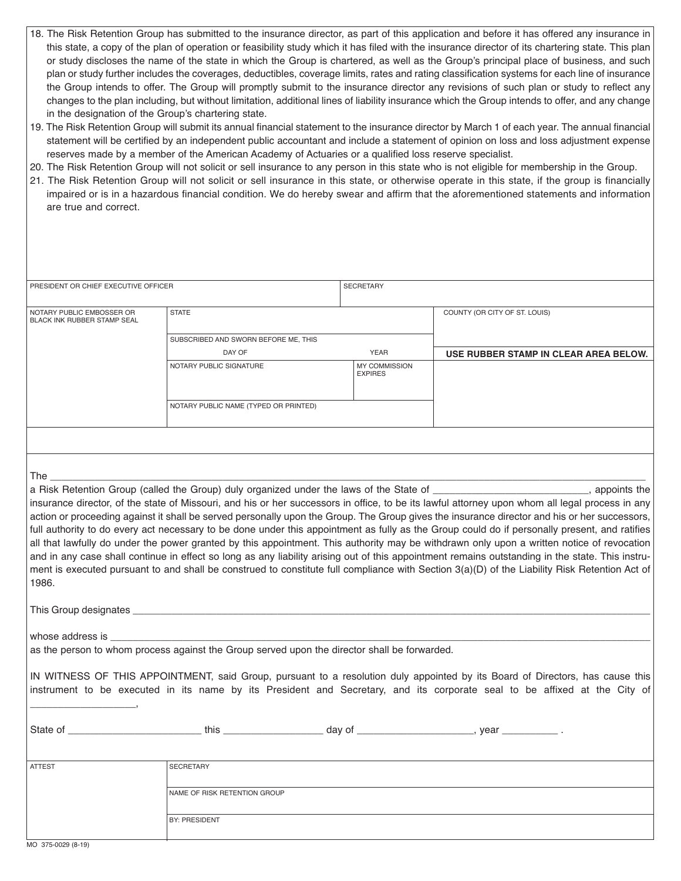18. The Risk Retention Group has submitted to the insurance director, as part of this application and before it has offered any insurance in this state, a copy of the plan of operation or feasibility study which it has filed with the insurance director of its chartering state. This plan or study discloses the name of the state in which the Group is chartered, as well as the Group's principal place of business, and such plan or study further includes the coverages, deductibles, coverage limits, rates and rating classification systems for each line of insurance the Group intends to offer. The Group will promptly submit to the insurance director any revisions of such plan or study to reflect any changes to the plan including, but without limitation, additional lines of liability insurance which the Group intends to offer, and any change in the designation of the Group's chartering state.
19. The Risk Retention Group will submit its annual financial statement to the insurance director by March 1 of each year. The annual financial statement will be certified by an independent public accountant and include a statement of opinion on loss and loss adjustment expense reserves made by a member of the American Academy of Actuaries or a qualified loss reserve specialist.
20. The Risk Retention Group will not solicit or sell insurance to any person in this state who is not eligible for membership in the Group.
21. The Risk Retention Group will not solicit or sell insurance in this state, or otherwise operate in this state, if the group is financially impaired or is in a hazardous financial condition. We do hereby swear and affirm that the aforementioned statements and information are true and correct.

| PRESIDENT OR CHIEF EXECUTIVE OFFICER | SECRETARY |
|---|---|
| | |

| NOTARY PUBLIC EMBOSSER OR BLACK INK RUBBER STAMP SEAL | STATE | | COUNTY (OR CITY OF ST. LOUIS) |
|---|---|---|---|
| | SUBSCRIBED AND SWORN BEFORE ME, THIS DAY OF | YEAR | **USE RUBBER STAMP IN CLEAR AREA BELOW.** |
| | NOTARY PUBLIC SIGNATURE | MY COMMISSION EXPIRES | |
| | NOTARY PUBLIC NAME (TYPED OR PRINTED) | | |

The ______________________________________________________________________________________________

a Risk Retention Group (called the Group) duly organized under the laws of the State of ___________________________, appoints the insurance director, of the state of Missouri, and his or her successors in office, to be its lawful attorney upon whom all legal process in any action or proceeding against it shall be served personally upon the Group. The Group gives the insurance director and his or her successors, full authority to do every act necessary to be done under this appointment as fully as the Group could do if personally present, and ratifies all that lawfully do under the power granted by this appointment. This authority may be withdrawn only upon a written notice of revocation and in any case shall continue in effect so long as any liability arising out of this appointment remains outstanding in the state. This instrument is executed pursuant to and shall be construed to constitute full compliance with Section 3(a)(D) of the Liability Risk Retention Act of 1986.

This Group designates ______________________________________________________________________________

whose address is _________________________________________________________________________________

as the person to whom process against the Group served upon the director shall be forwarded.

IN WITNESS OF THIS APPOINTMENT, said Group, pursuant to a resolution duly appointed by its Board of Directors, has cause this instrument to be executed in its name by its President and Secretary, and its corporate seal to be affixed at the City of __________________,

State of _______________________ this _________________ day of ____________________, year _________ .

| ATTEST | SECRETARY |
|---|---|
| | NAME OF RISK RETENTION GROUP |
| | BY: PRESIDENT |

MO 375-0029 (8-19)